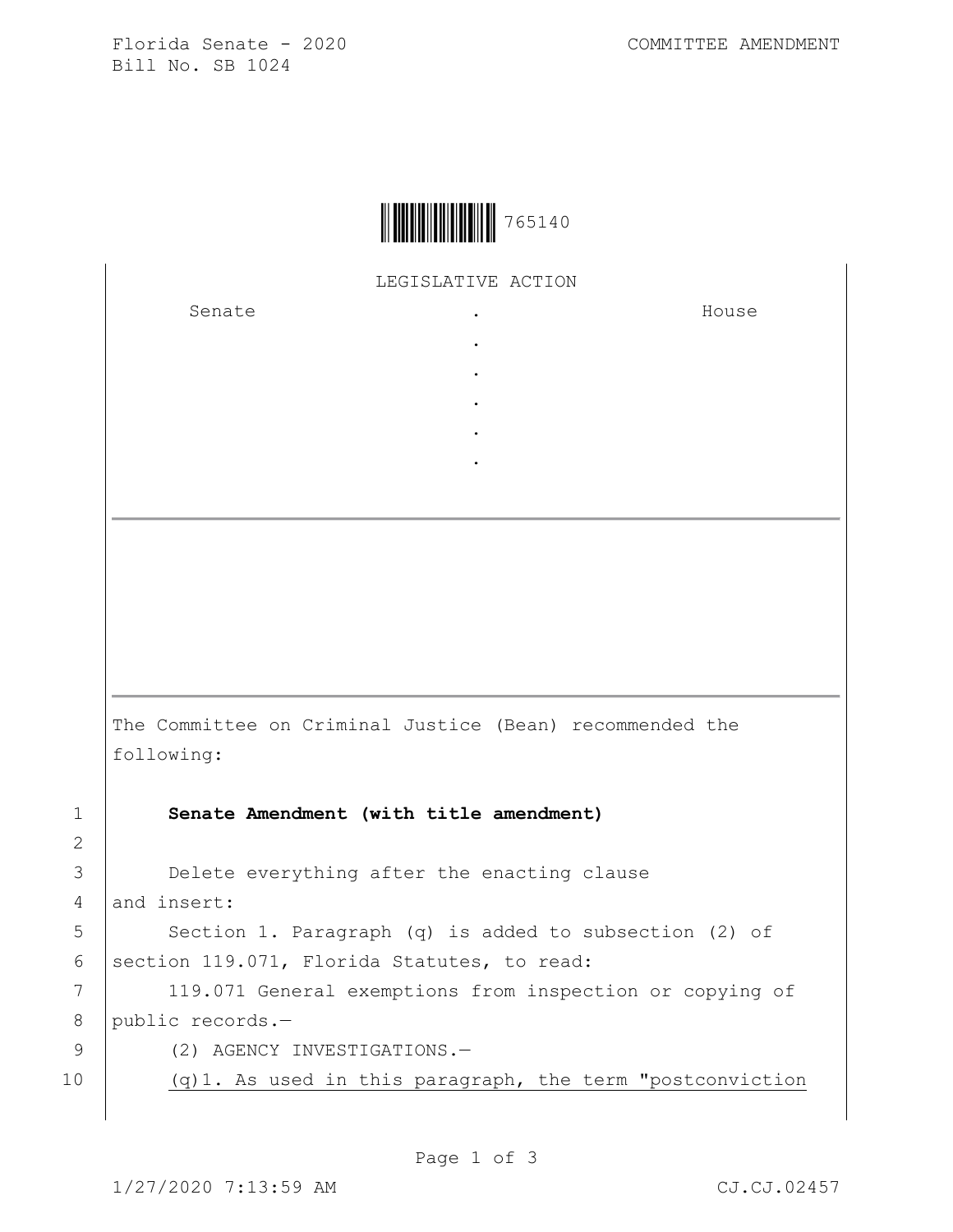Florida Senate - 2020
Bill No. SB 1024

COMMITTEE AMENDMENT

765140

LEGISLATIVE ACTION

| Senate | . | House |
|---|---|---|
| | . | |
| | . | |
| | . | |
| | . | |
| | . | |

The Committee on Criminal Justice (Bean) recommended the following:

1 **Senate Amendment (with title amendment)**

2

3 Delete everything after the enacting clause

4 and insert:

5 Section 1. Paragraph (q) is added to subsection (2) of

6 section 119.071, Florida Statutes, to read:

7 119.071 General exemptions from inspection or copying of

8 public records.—

9 (2) AGENCY INVESTIGATIONS.—

10 (q)1. As used in this paragraph, the term "postconviction

1/27/2020 7:13:59 AM CJ.CJ.02457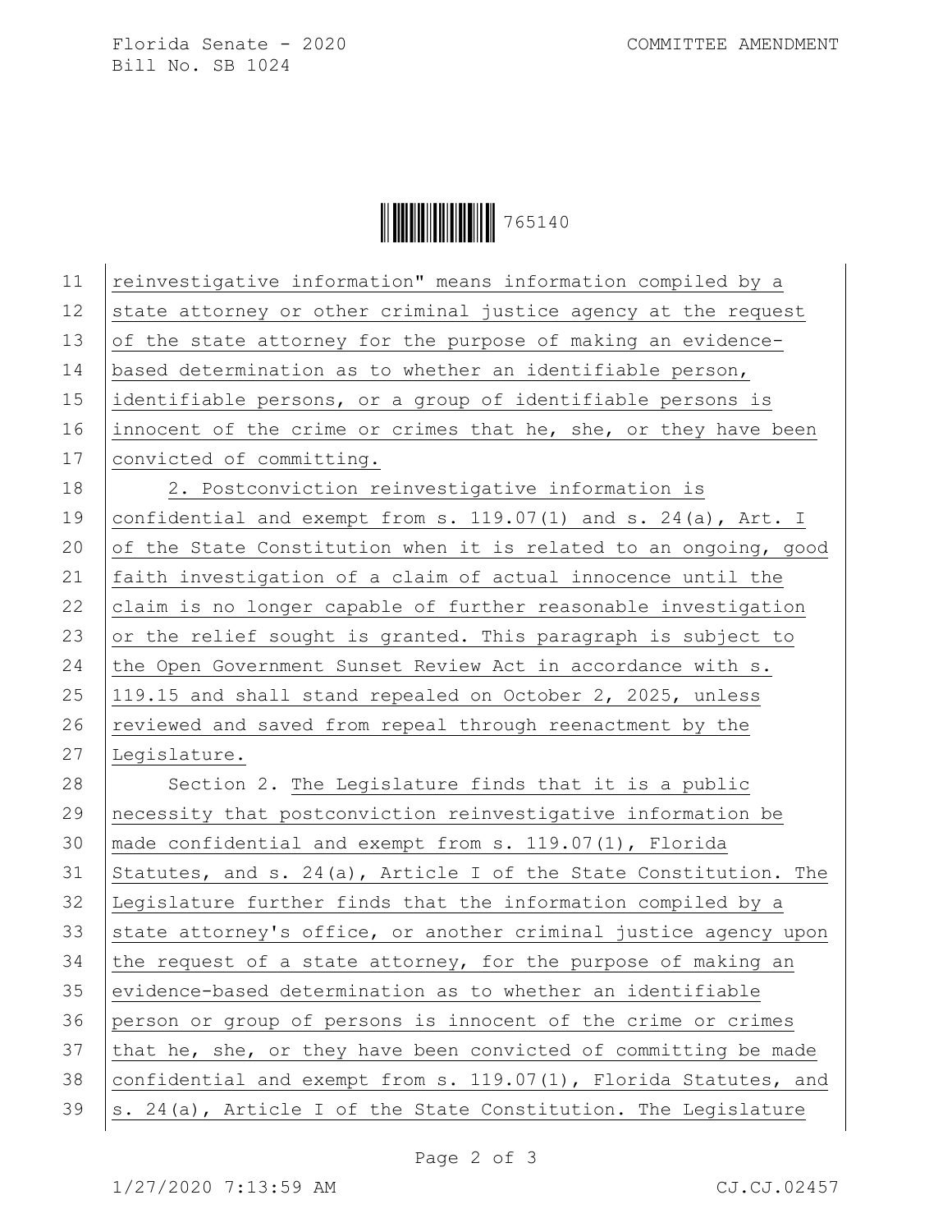reinvestigative information" means information compiled by a state attorney or other criminal justice agency at the request of the state attorney for the purpose of making an evidence-based determination as to whether an identifiable person, identifiable persons, or a group of identifiable persons is innocent of the crime or crimes that he, she, or they have been convicted of committing.

2. Postconviction reinvestigative information is confidential and exempt from s. 119.07(1) and s. 24(a), Art. I of the State Constitution when it is related to an ongoing, good faith investigation of a claim of actual innocence until the claim is no longer capable of further reasonable investigation or the relief sought is granted. This paragraph is subject to the Open Government Sunset Review Act in accordance with s. 119.15 and shall stand repealed on October 2, 2025, unless reviewed and saved from repeal through reenactment by the Legislature.

Section 2. The Legislature finds that it is a public necessity that postconviction reinvestigative information be made confidential and exempt from s. 119.07(1), Florida Statutes, and s. 24(a), Article I of the State Constitution. The Legislature further finds that the information compiled by a state attorney's office, or another criminal justice agency upon the request of a state attorney, for the purpose of making an evidence-based determination as to whether an identifiable person or group of persons is innocent of the crime or crimes that he, she, or they have been convicted of committing be made confidential and exempt from s. 119.07(1), Florida Statutes, and s. 24(a), Article I of the State Constitution. The Legislature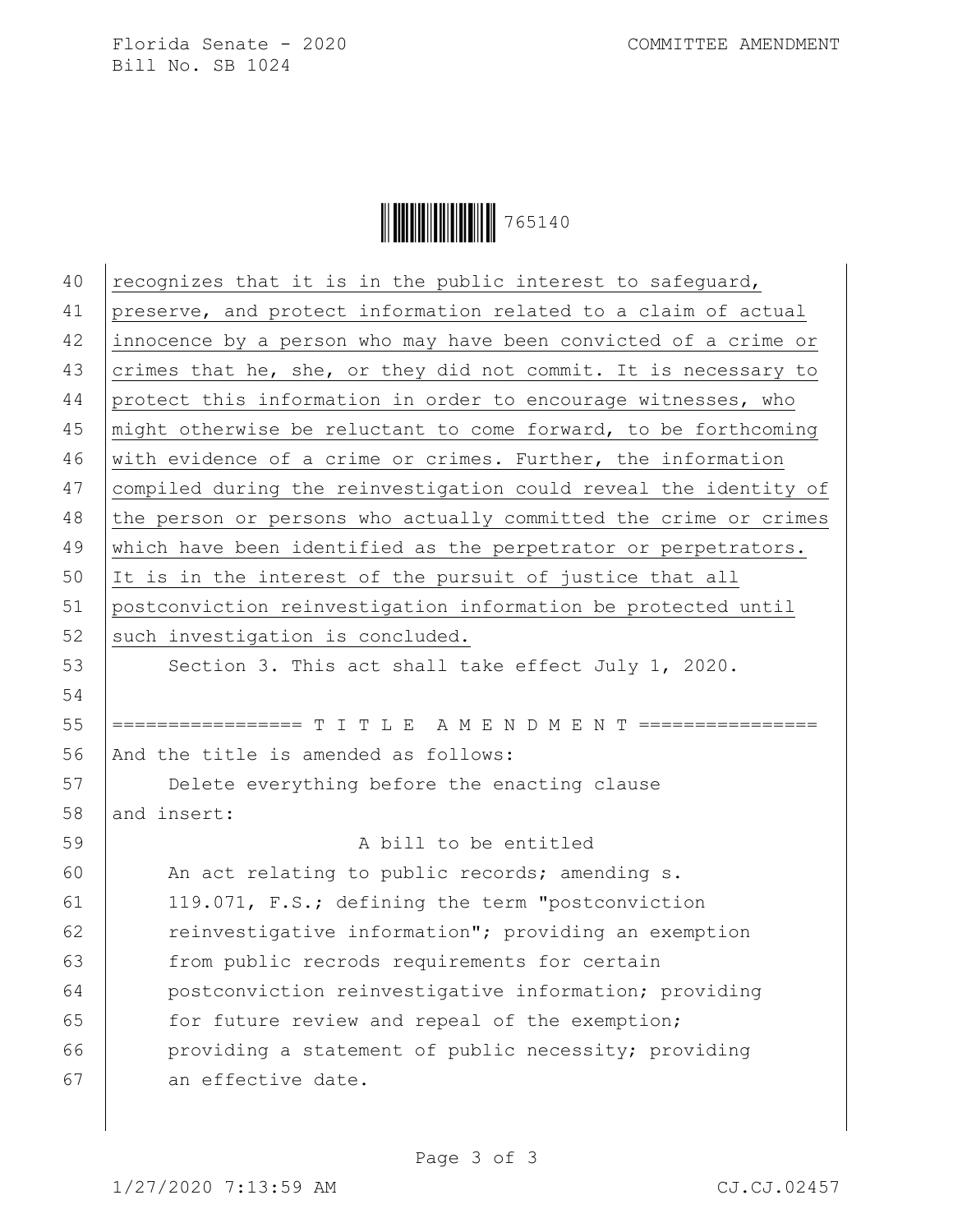recognizes that it is in the public interest to safeguard, preserve, and protect information related to a claim of actual innocence by a person who may have been convicted of a crime or crimes that he, she, or they did not commit. It is necessary to protect this information in order to encourage witnesses, who might otherwise be reluctant to come forward, to be forthcoming with evidence of a crime or crimes. Further, the information compiled during the reinvestigation could reveal the identity of the person or persons who actually committed the crime or crimes which have been identified as the perpetrator or perpetrators. It is in the interest of the pursuit of justice that all postconviction reinvestigation information be protected until such investigation is concluded.

Section 3. This act shall take effect July 1, 2020.

================= T I T L E A M E N D M E N T ================

And the title is amended as follows:

Delete everything before the enacting clause and insert:

A bill to be entitled

An act relating to public records; amending s. 119.071, F.S.; defining the term "postconviction reinvestigative information"; providing an exemption from public recrods requirements for certain postconviction reinvestigative information; providing for future review and repeal of the exemption; providing a statement of public necessity; providing an effective date.